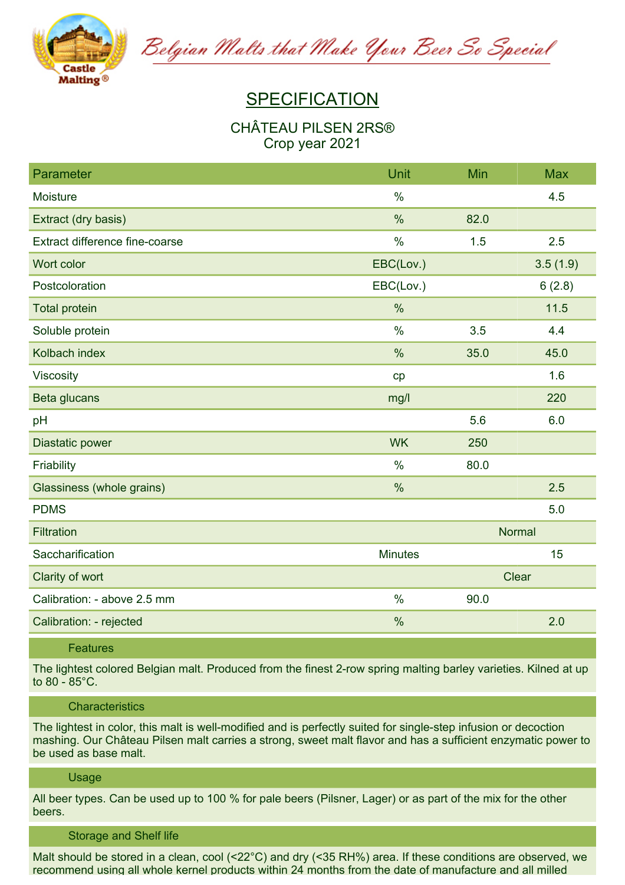Belgian Malts that Make Your Beer So Special

# SPECIFICATION

## CHÂTEAU PILSEN 2RS®
Crop year 2021

| Parameter | Unit | Min | Max |
| --- | --- | --- | --- |
| Moisture | % | | 4.5 |
| Extract (dry basis) | % | 82.0 | |
| Extract difference fine-coarse | % | 1.5 | 2.5 |
| Wort color | EBC(Lov.) | | 3.5 (1.9) |
| Postcoloration | EBC(Lov.) | | 6 (2.8) |
| Total protein | % | | 11.5 |
| Soluble protein | % | 3.5 | 4.4 |
| Kolbach index | % | 35.0 | 45.0 |
| Viscosity | cp | | 1.6 |
| Beta glucans | mg/l | | 220 |
| pH | | 5.6 | 6.0 |
| Diastatic power | WK | 250 | |
| Friability | % | 80.0 | |
| Glassiness (whole grains) | % | | 2.5 |
| PDMS | | | 5.0 |
| Filtration | | Normal | |
| Saccharification | Minutes | | 15 |
| Clarity of wort | | Clear | |
| Calibration: - above 2.5 mm | % | 90.0 | |
| Calibration: - rejected | % | | 2.0 |

### Features

The lightest colored Belgian malt. Produced from the finest 2-row spring malting barley varieties. Kilned at up to 80 - 85°C.

### Characteristics

The lightest in color, this malt is well-modified and is perfectly suited for single-step infusion or decoction mashing. Our Château Pilsen malt carries a strong, sweet malt flavor and has a sufficient enzymatic power to be used as base malt.

### Usage

All beer types. Can be used up to 100 % for pale beers (Pilsner, Lager) or as part of the mix for the other beers.

### Storage and Shelf life

Malt should be stored in a clean, cool (<22°C) and dry (<35 RH%) area. If these conditions are observed, we recommend using all whole kernel products within 24 months from the date of manufacture and all milled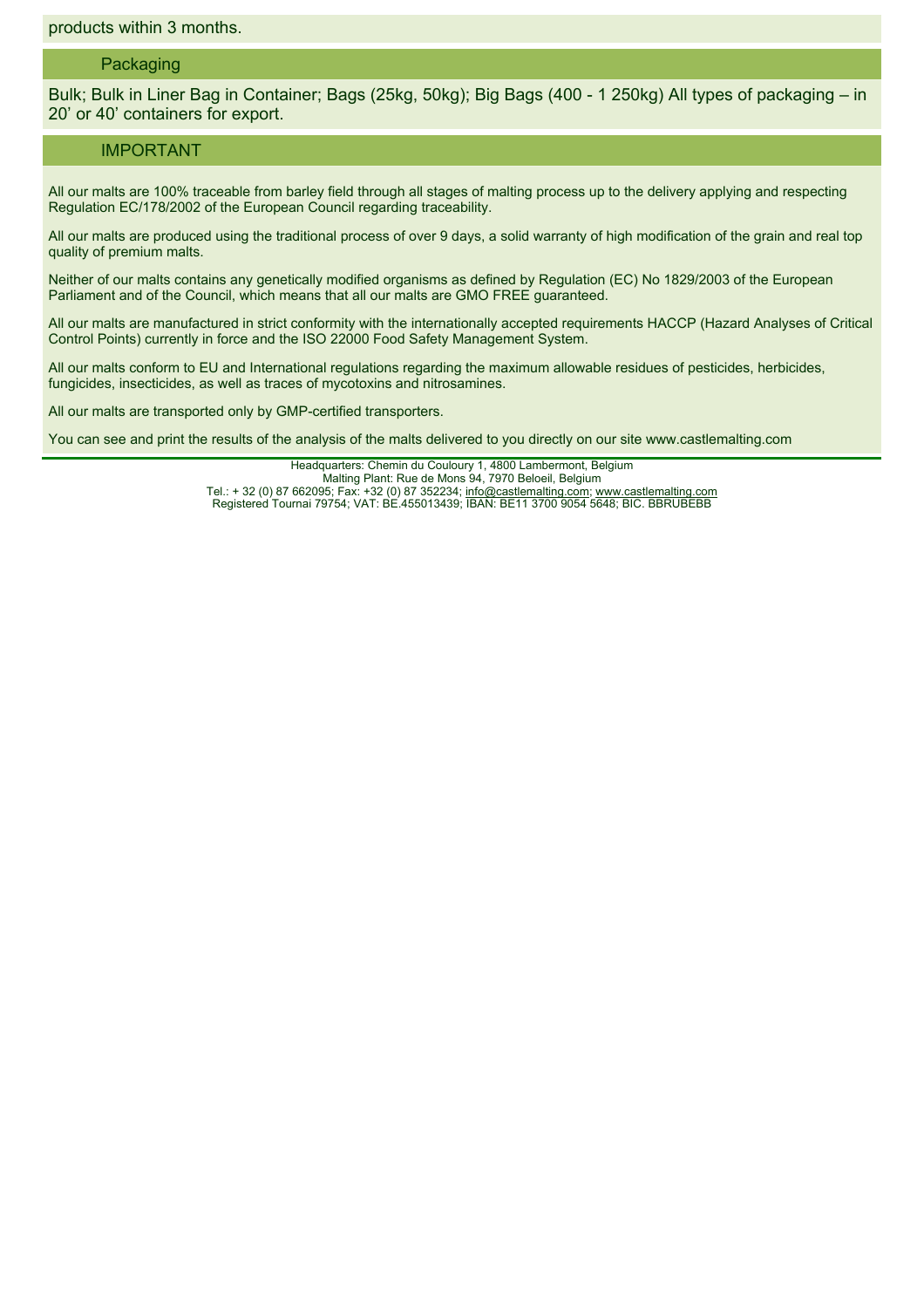products within 3 months.

## Packaging

Bulk; Bulk in Liner Bag in Container; Bags (25kg, 50kg); Big Bags (400 - 1 250kg) All types of packaging – in 20’ or 40’ containers for export.

## IMPORTANT

All our malts are 100% traceable from barley field through all stages of malting process up to the delivery applying and respecting Regulation EC/178/2002 of the European Council regarding traceability.

All our malts are produced using the traditional process of over 9 days, a solid warranty of high modification of the grain and real top quality of premium malts.

Neither of our malts contains any genetically modified organisms as defined by Regulation (EC) No 1829/2003 of the European Parliament and of the Council, which means that all our malts are GMO FREE guaranteed.

All our malts are manufactured in strict conformity with the internationally accepted requirements HACCP (Hazard Analyses of Critical Control Points) currently in force and the ISO 22000 Food Safety Management System.

All our malts conform to EU and International regulations regarding the maximum allowable residues of pesticides, herbicides, fungicides, insecticides, as well as traces of mycotoxins and nitrosamines.

All our malts are transported only by GMP-certified transporters.

You can see and print the results of the analysis of the malts delivered to you directly on our site www.castlemalting.com

Headquarters: Chemin du Couloury 1, 4800 Lambermont, Belgium
Malting Plant: Rue de Mons 94, 7970 Beloeil, Belgium
Tel.: + 32 (0) 87 662095; Fax: +32 (0) 87 352234; info@castlemalting.com; www.castlemalting.com
Registered Tournai 79754; VAT: BE.455013439; IBAN: BE11 3700 9054 5648; BIC. BBRUBEBB